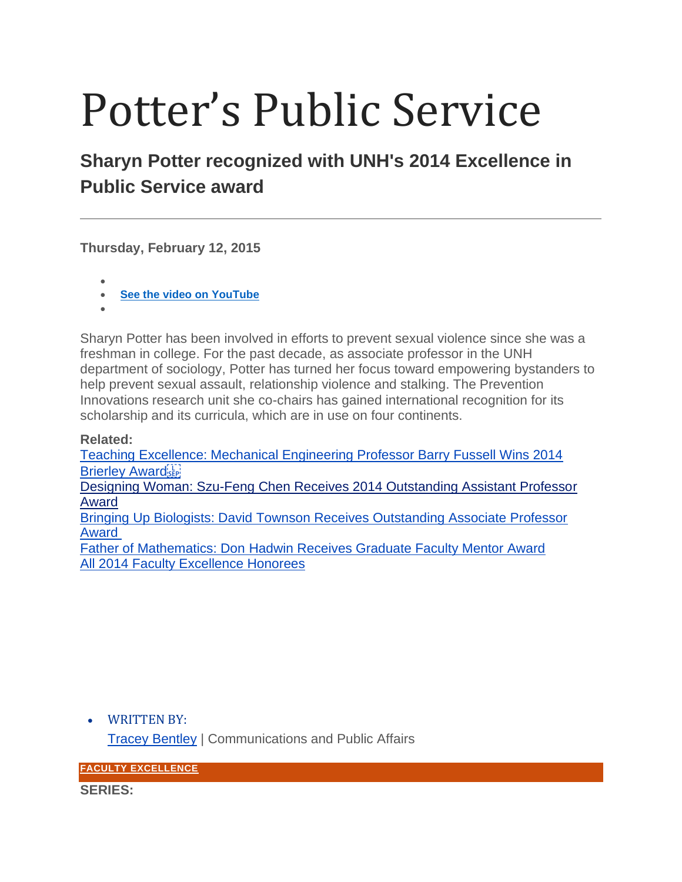# Potter's Public Service

## Sharyn Potter recognized with UNH's 2014 Excellence in Public Service award

---

**Thursday, February 12, 2015**

- 
- **See the video on YouTube**
- 

Sharyn Potter has been involved in efforts to prevent sexual violence since she was a freshman in college. For the past decade, as associate professor in the UNH department of sociology, Potter has turned her focus toward empowering bystanders to help prevent sexual assault, relationship violence and stalking. The Prevention Innovations research unit she co-chairs has gained international recognition for its scholarship and its curricula, which are in use on four continents.

**Related:**
Teaching Excellence: Mechanical Engineering Professor Barry Fussell Wins 2014 Brierley Award
Designing Woman: Szu-Feng Chen Receives 2014 Outstanding Assistant Professor Award
Bringing Up Biologists: David Townson Receives Outstanding Associate Professor Award
Father of Mathematics: Don Hadwin Receives Graduate Faculty Mentor Award
All 2014 Faculty Excellence Honorees

- WRITTEN BY:

  Tracey Bentley | Communications and Public Affairs

**FACULTY EXCELLENCE**

**SERIES:**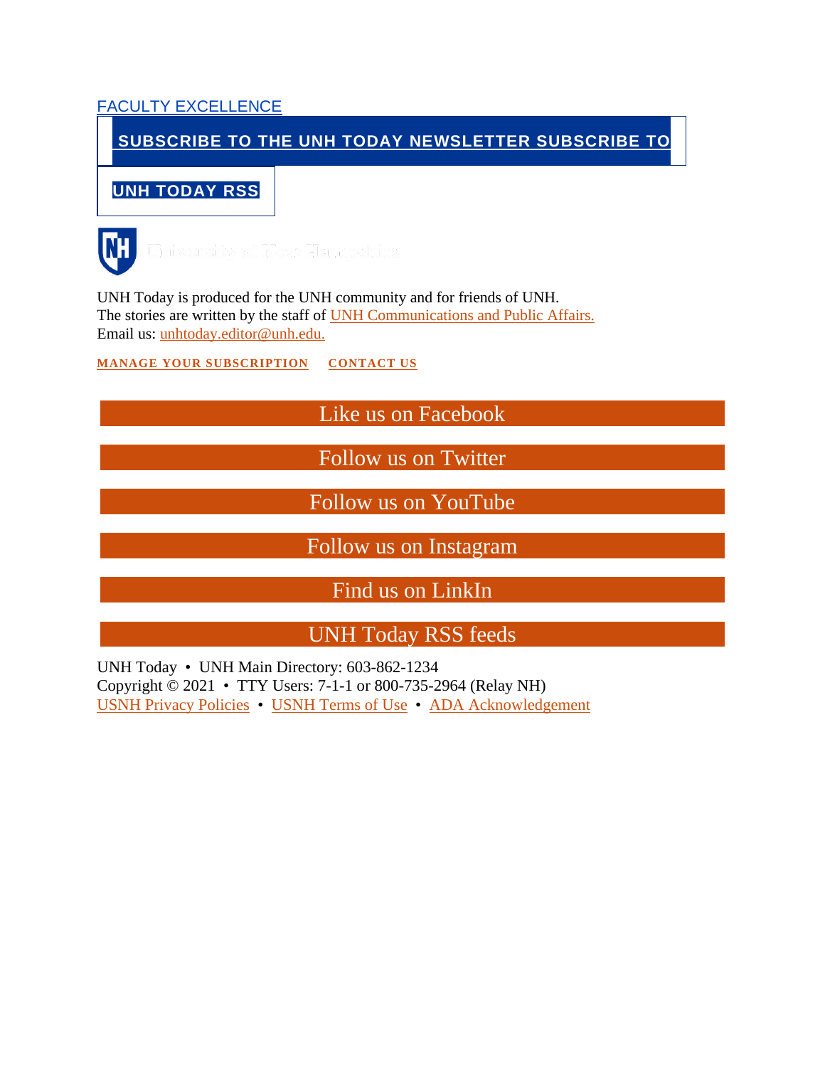FACULTY EXCELLENCE

**SUBSCRIBE TO THE UNH TODAY NEWSLETTER SUBSCRIBE TO**

**UNH TODAY RSS**

UNH Today is produced for the UNH community and for friends of UNH.
The stories are written by the staff of UNH Communications and Public Affairs.
Email us: unhtoday.editor@unh.edu.

**MANAGE YOUR SUBSCRIPTION** **CONTACT US**

Like us on Facebook

Follow us on Twitter

Follow us on YouTube

Follow us on Instagram

Find us on LinkIn

UNH Today RSS feeds

UNH Today • UNH Main Directory: 603-862-1234
Copyright © 2021 • TTY Users: 7-1-1 or 800-735-2964 (Relay NH)
USNH Privacy Policies • USNH Terms of Use • ADA Acknowledgement